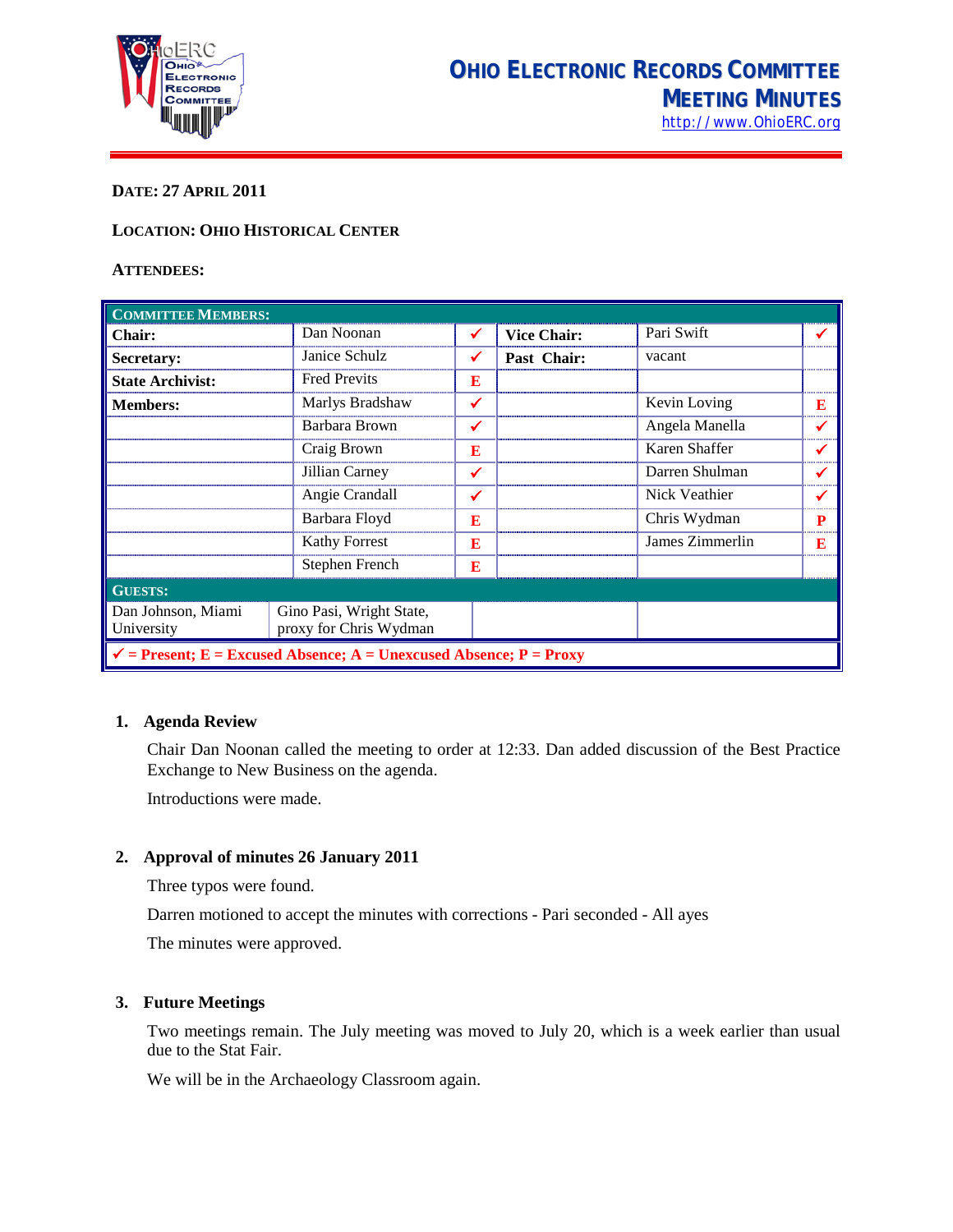# OHIO ELECTRONIC RECORDS COMMITTEE MEETING MINUTES

http://www.OhioERC.org

**DATE: 27 APRIL 2011**

**LOCATION: OHIO HISTORICAL CENTER**

**ATTENDEES:**

| COMMITTEE MEMBERS: | | | | | |
|---|---|---|---|---|---|
| **Chair:** | Dan Noonan | ✓ | **Vice Chair:** | Pari Swift | ✓ |
| **Secretary:** | Janice Schulz | ✓ | **Past Chair:** | vacant | |
| **State Archivist:** | Fred Previts | E | | | |
| **Members:** | Marlys Bradshaw | ✓ | | Kevin Loving | E |
| | Barbara Brown | ✓ | | Angela Manella | ✓ |
| | Craig Brown | E | | Karen Shaffer | ✓ |
| | Jillian Carney | ✓ | | Darren Shulman | ✓ |
| | Angie Crandall | ✓ | | Nick Veathier | ✓ |
| | Barbara Floyd | E | | Chris Wydman | P |
| | Kathy Forrest | E | | James Zimmerlin | E |
| | Stephen French | E | | | |
| **GUESTS:** | | | | | |
| Dan Johnson, Miami University | Gino Pasi, Wright State, proxy for Chris Wydman | | | | |
| ✓ = Present; E = Excused Absence; A = Unexcused Absence; P = Proxy | | | | | |

## 1. Agenda Review

Chair Dan Noonan called the meeting to order at 12:33. Dan added discussion of the Best Practice Exchange to New Business on the agenda.

Introductions were made.

## 2. Approval of minutes 26 January 2011

Three typos were found.

Darren motioned to accept the minutes with corrections - Pari seconded - All ayes

The minutes were approved.

## 3. Future Meetings

Two meetings remain. The July meeting was moved to July 20, which is a week earlier than usual due to the Stat Fair.

We will be in the Archaeology Classroom again.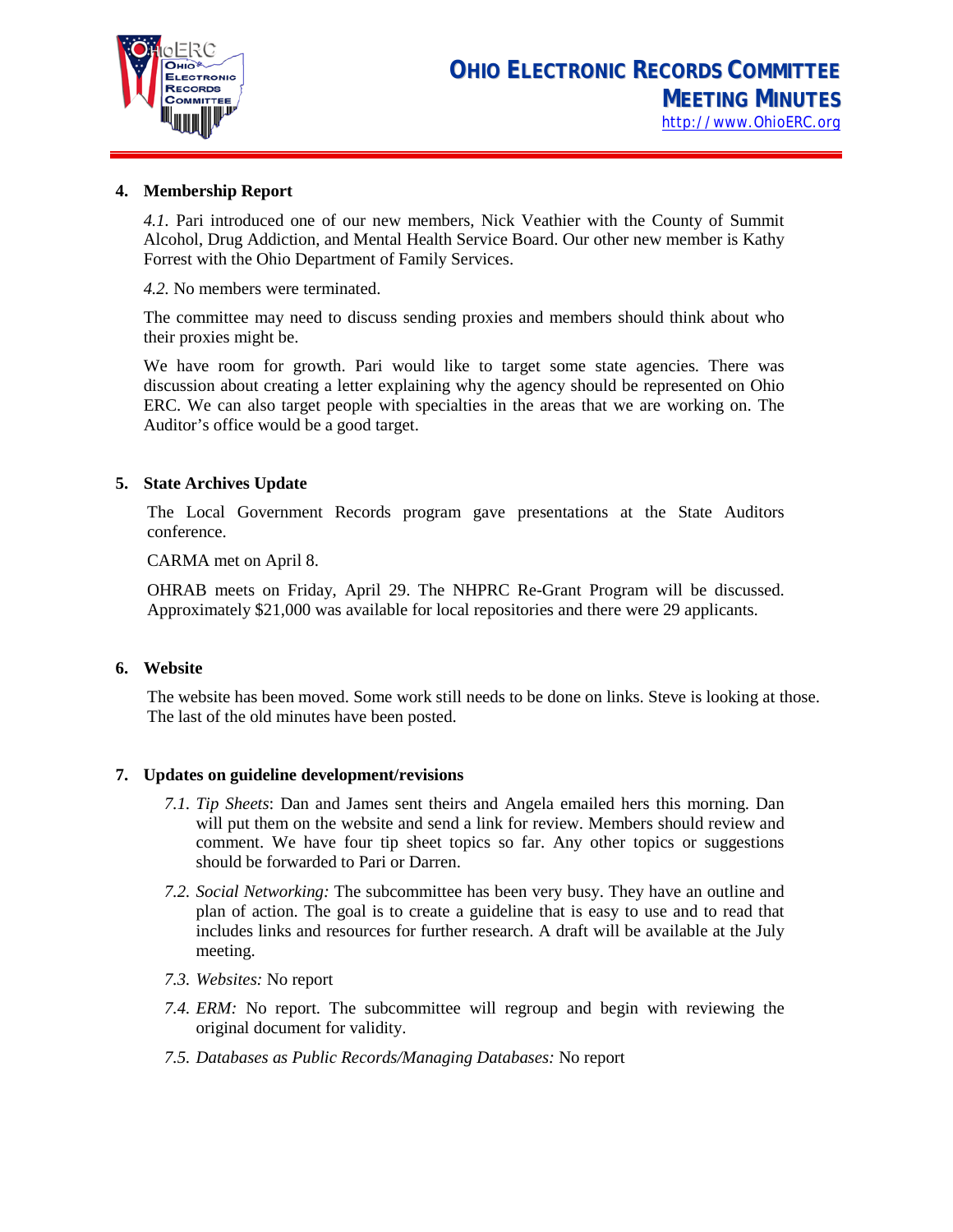**4. Membership Report**

*4.1.* Pari introduced one of our new members, Nick Veathier with the County of Summit Alcohol, Drug Addiction, and Mental Health Service Board. Our other new member is Kathy Forrest with the Ohio Department of Family Services.

*4.2.* No members were terminated.

The committee may need to discuss sending proxies and members should think about who their proxies might be.

We have room for growth. Pari would like to target some state agencies. There was discussion about creating a letter explaining why the agency should be represented on Ohio ERC. We can also target people with specialties in the areas that we are working on. The Auditor's office would be a good target.

**5. State Archives Update**

The Local Government Records program gave presentations at the State Auditors conference.

CARMA met on April 8.

OHRAB meets on Friday, April 29. The NHPRC Re-Grant Program will be discussed. Approximately $21,000 was available for local repositories and there were 29 applicants.

**6. Website**

The website has been moved. Some work still needs to be done on links. Steve is looking at those. The last of the old minutes have been posted.

**7. Updates on guideline development/revisions**

- *7.1. Tip Sheets*: Dan and James sent theirs and Angela emailed hers this morning. Dan will put them on the website and send a link for review. Members should review and comment. We have four tip sheet topics so far. Any other topics or suggestions should be forwarded to Pari or Darren.
- *7.2. Social Networking:* The subcommittee has been very busy. They have an outline and plan of action. The goal is to create a guideline that is easy to use and to read that includes links and resources for further research. A draft will be available at the July meeting.
- *7.3. Websites:* No report
- *7.4. ERM:* No report. The subcommittee will regroup and begin with reviewing the original document for validity.
- *7.5. Databases as Public Records/Managing Databases:* No report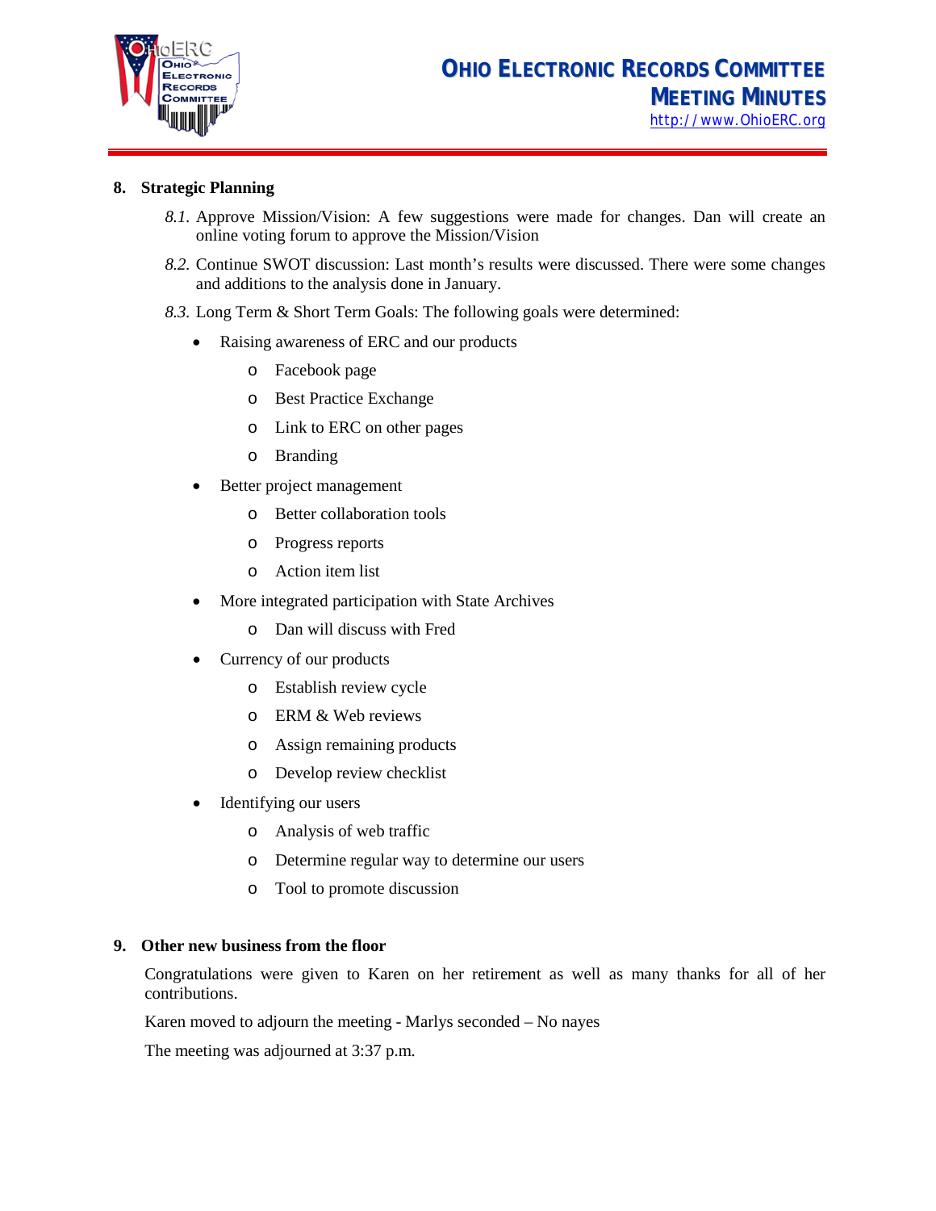**8. Strategic Planning**

*8.1.* Approve Mission/Vision: A few suggestions were made for changes. Dan will create an online voting forum to approve the Mission/Vision

*8.2.* Continue SWOT discussion: Last month's results were discussed. There were some changes and additions to the analysis done in January.

*8.3.* Long Term & Short Term Goals: The following goals were determined:

- Raising awareness of ERC and our products
  - Facebook page
  - Best Practice Exchange
  - Link to ERC on other pages
  - Branding
- Better project management
  - Better collaboration tools
  - Progress reports
  - Action item list
- More integrated participation with State Archives
  - Dan will discuss with Fred
- Currency of our products
  - Establish review cycle
  - ERM & Web reviews
  - Assign remaining products
  - Develop review checklist
- Identifying our users
  - Analysis of web traffic
  - Determine regular way to determine our users
  - Tool to promote discussion

**9. Other new business from the floor**

Congratulations were given to Karen on her retirement as well as many thanks for all of her contributions.

Karen moved to adjourn the meeting - Marlys seconded – No nayes

The meeting was adjourned at 3:37 p.m.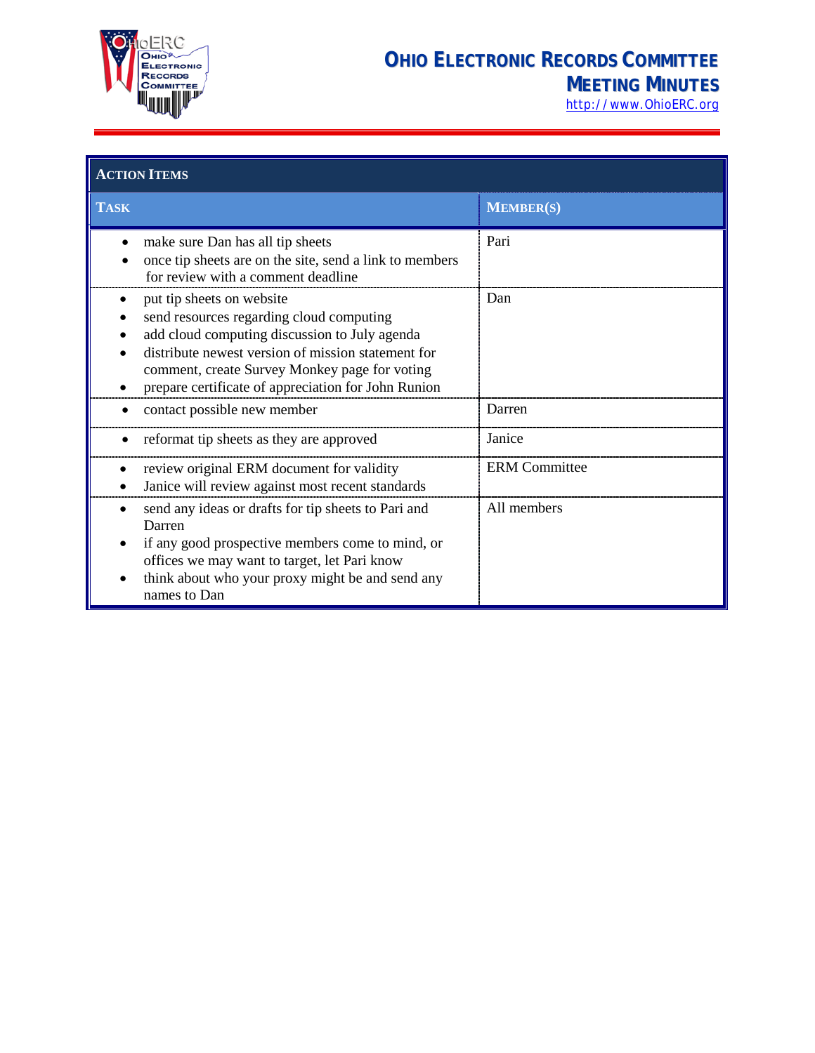# OHIO ELECTRONIC RECORDS COMMITTEE MEETING MINUTES

http://www.OhioERC.org

| ACTION ITEMS | |
|---|---|
| **TASK** | **MEMBER(S)** |
| • make sure Dan has all tip sheets<br>• once tip sheets are on the site, send a link to members for review with a comment deadline | Pari |
| • put tip sheets on website<br>• send resources regarding cloud computing<br>• add cloud computing discussion to July agenda<br>• distribute newest version of mission statement for comment, create Survey Monkey page for voting<br>• prepare certificate of appreciation for John Runion | Dan |
| • contact possible new member | Darren |
| • reformat tip sheets as they are approved | Janice |
| • review original ERM document for validity<br>• Janice will review against most recent standards | ERM Committee |
| • send any ideas or drafts for tip sheets to Pari and Darren<br>• if any good prospective members come to mind, or offices we may want to target, let Pari know<br>• think about who your proxy might be and send any names to Dan | All members |